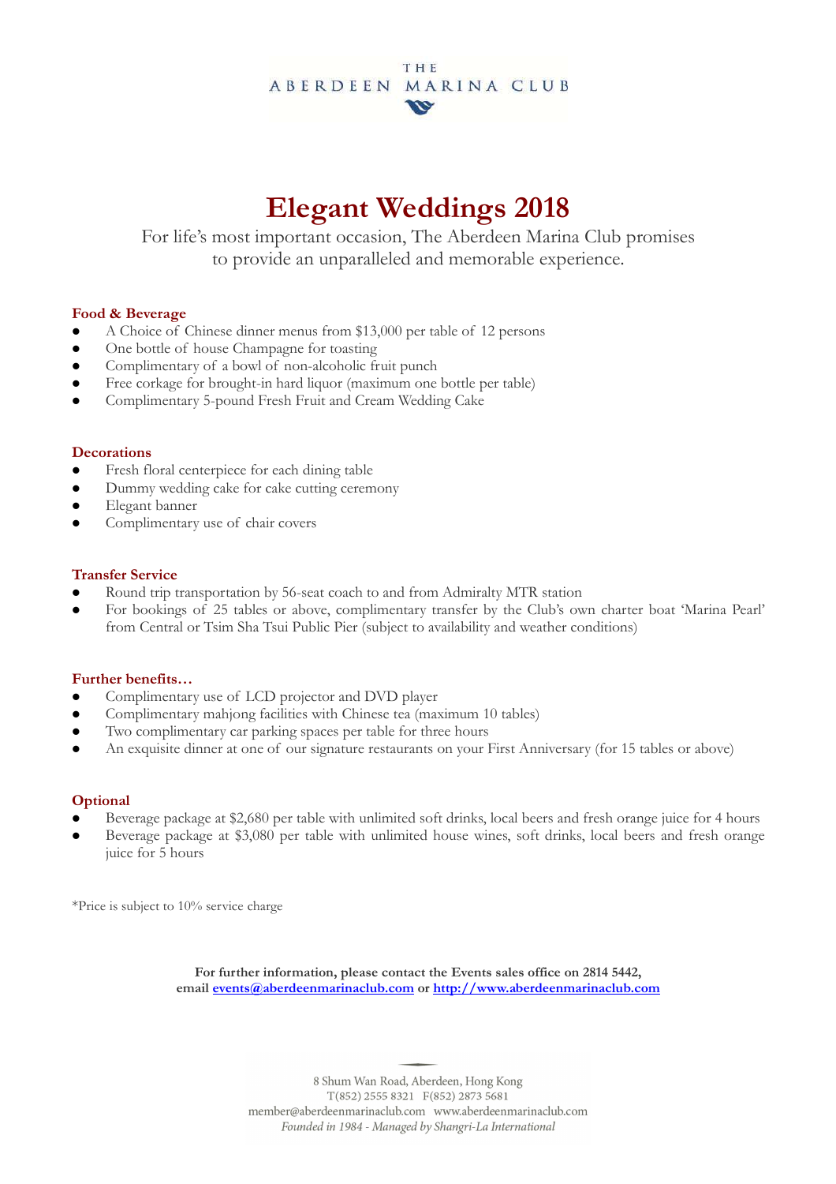THE
ABERDEEN MARINA CLUB

# Elegant Weddings 2018

For life's most important occasion, The Aberdeen Marina Club promises to provide an unparalleled and memorable experience.

### Food & Beverage

- A Choice of Chinese dinner menus from $13,000 per table of 12 persons
- One bottle of house Champagne for toasting
- Complimentary of a bowl of non-alcoholic fruit punch
- Free corkage for brought-in hard liquor (maximum one bottle per table)
- Complimentary 5-pound Fresh Fruit and Cream Wedding Cake

### Decorations

- Fresh floral centerpiece for each dining table
- Dummy wedding cake for cake cutting ceremony
- Elegant banner
- Complimentary use of chair covers

### Transfer Service

- Round trip transportation by 56-seat coach to and from Admiralty MTR station
- For bookings of 25 tables or above, complimentary transfer by the Club's own charter boat 'Marina Pearl' from Central or Tsim Sha Tsui Public Pier (subject to availability and weather conditions)

### Further benefits…

- Complimentary use of LCD projector and DVD player
- Complimentary mahjong facilities with Chinese tea (maximum 10 tables)
- Two complimentary car parking spaces per table for three hours
- An exquisite dinner at one of our signature restaurants on your First Anniversary (for 15 tables or above)

### Optional

- Beverage package at $2,680 per table with unlimited soft drinks, local beers and fresh orange juice for 4 hours
- Beverage package at $3,080 per table with unlimited house wines, soft drinks, local beers and fresh orange juice for 5 hours

*Price is subject to 10% service charge

**For further information, please contact the Events sales office on 2814 5442, email [events@aberdeenmarinaclub.com](mailto:events@aberdeenmarinaclub.com) or [http://www.aberdeenmarinaclub.com](http://www.aberdeenmarinaclub.com)**

8 Shum Wan Road, Aberdeen, Hong Kong
T(852) 2555 8321 F(852) 2873 5681
member@aberdeenmarinaclub.com www.aberdeenmarinaclub.com
*Founded in 1984 - Managed by Shangri-La International*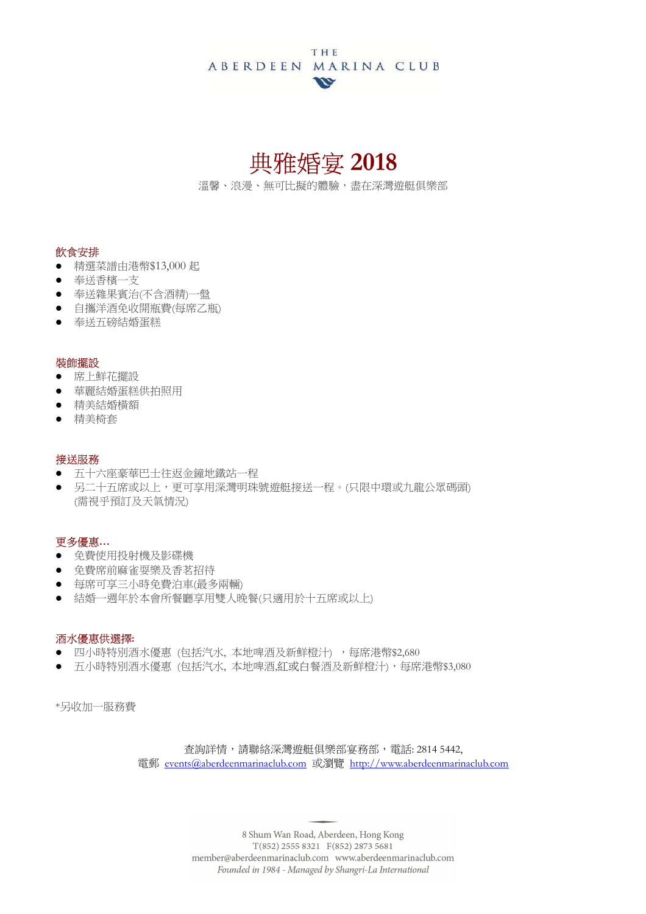THE
ABERDEEN MARINA CLUB

# 典雅婚宴 2018

溫馨、浪漫、無可比擬的體驗，盡在深灣遊艇俱樂部

## 飲食安排

- 精選菜譜由港幣$13,000 起
- 奉送香檳一支
- 奉送雜果賓治(不含酒精)一盤
- 自攜洋酒免收開瓶費(每席乙瓶)
- 奉送五磅結婚蛋糕

## 裝飾擺設

- 席上鮮花擺設
- 華麗結婚蛋糕供拍照用
- 精美結婚橫額
- 精美椅套

## 接送服務

- 五十六座豪華巴士往返金鐘地鐵站一程
- 另二十五席或以上，更可享用深灣明珠號遊艇接送一程。(只限中環或九龍公眾碼頭)
  (需視乎預訂及天氣情況)

## 更多優惠…

- 免費使用投射機及影碟機
- 免費席前麻雀耍樂及香茗招待
- 每席可享三小時免費泊車(最多兩輛)
- 結婚一週年於本會所餐廳享用雙人晚餐(只適用於十五席或以上)

## 酒水優惠供選擇:

- 四小時特別酒水優惠 (包括汽水, 本地啤酒及新鮮橙汁) ，每席港幣$2,680
- 五小時特別酒水優惠 (包括汽水, 本地啤酒,紅或白餐酒及新鮮橙汁)，每席港幣$3,080

*另收加一服務費

查詢詳情，請聯絡深灣遊艇俱樂部宴務部，電話: 2814 5442,
電郵 events@aberdeenmarinaclub.com 或瀏覽 http://www.aberdeenmarinaclub.com

8 Shum Wan Road, Aberdeen, Hong Kong
T(852) 2555 8321 F(852) 2873 5681
member@aberdeenmarinaclub.com www.aberdeenmarinaclub.com
*Founded in 1984 - Managed by Shangri-La International*